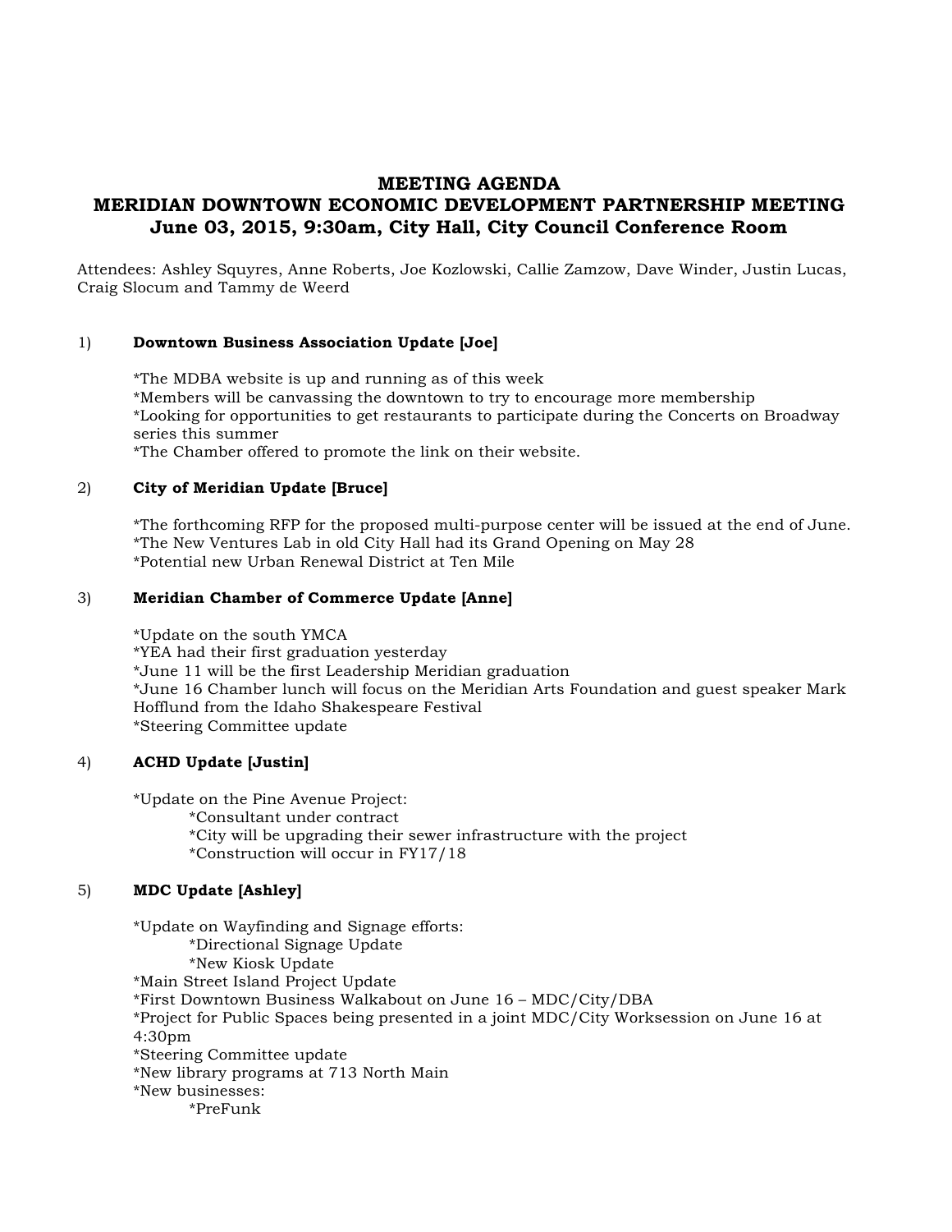# MEETING AGENDA
# MERIDIAN DOWNTOWN ECONOMIC DEVELOPMENT PARTNERSHIP MEETING
## June 03, 2015, 9:30am, City Hall, City Council Conference Room

Attendees: Ashley Squyres, Anne Roberts, Joe Kozlowski, Callie Zamzow, Dave Winder, Justin Lucas, Craig Slocum and Tammy de Weerd

1) **Downtown Business Association Update [Joe]**

   *The MDBA website is up and running as of this week
   *Members will be canvassing the downtown to try to encourage more membership
   *Looking for opportunities to get restaurants to participate during the Concerts on Broadway series this summer
   *The Chamber offered to promote the link on their website.

2) **City of Meridian Update [Bruce]**

   *The forthcoming RFP for the proposed multi-purpose center will be issued at the end of June.
   *The New Ventures Lab in old City Hall had its Grand Opening on May 28
   *Potential new Urban Renewal District at Ten Mile

3) **Meridian Chamber of Commerce Update [Anne]**

   *Update on the south YMCA
   *YEA had their first graduation yesterday
   *June 11 will be the first Leadership Meridian graduation
   *June 16 Chamber lunch will focus on the Meridian Arts Foundation and guest speaker Mark Hofflund from the Idaho Shakespeare Festival
   *Steering Committee update

4) **ACHD Update [Justin]**

   *Update on the Pine Avenue Project:
      *Consultant under contract
      *City will be upgrading their sewer infrastructure with the project
      *Construction will occur in FY17/18

5) **MDC Update [Ashley]**

   *Update on Wayfinding and Signage efforts:
      *Directional Signage Update
      *New Kiosk Update
   *Main Street Island Project Update
   *First Downtown Business Walkabout on June 16 – MDC/City/DBA
   *Project for Public Spaces being presented in a joint MDC/City Worksession on June 16 at 4:30pm
   *Steering Committee update
   *New library programs at 713 North Main
   *New businesses:
      *PreFunk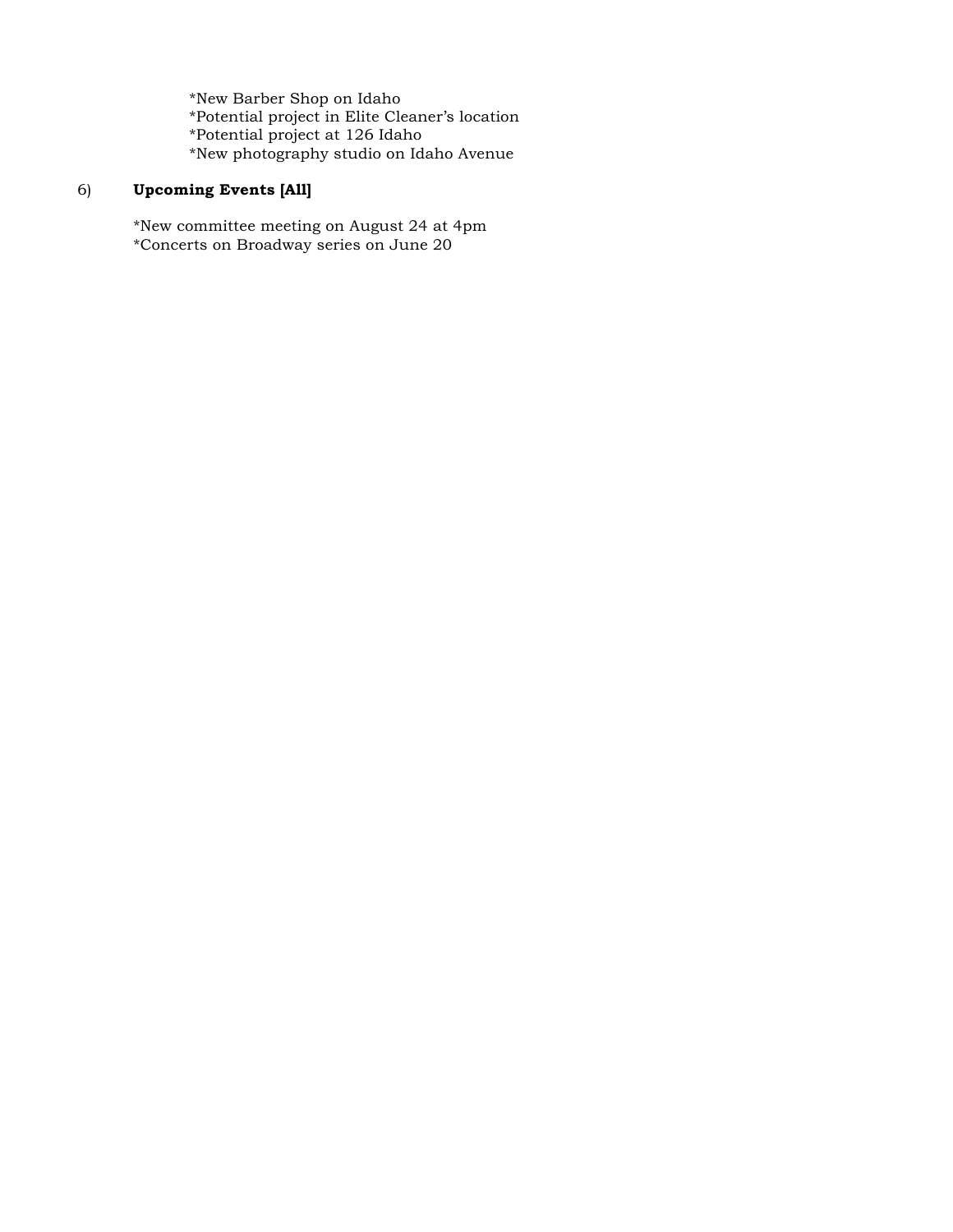*New Barber Shop on Idaho
*Potential project in Elite Cleaner's location
*Potential project at 126 Idaho
*New photography studio on Idaho Avenue

6) **Upcoming Events [All]**

*New committee meeting on August 24 at 4pm
*Concerts on Broadway series on June 20